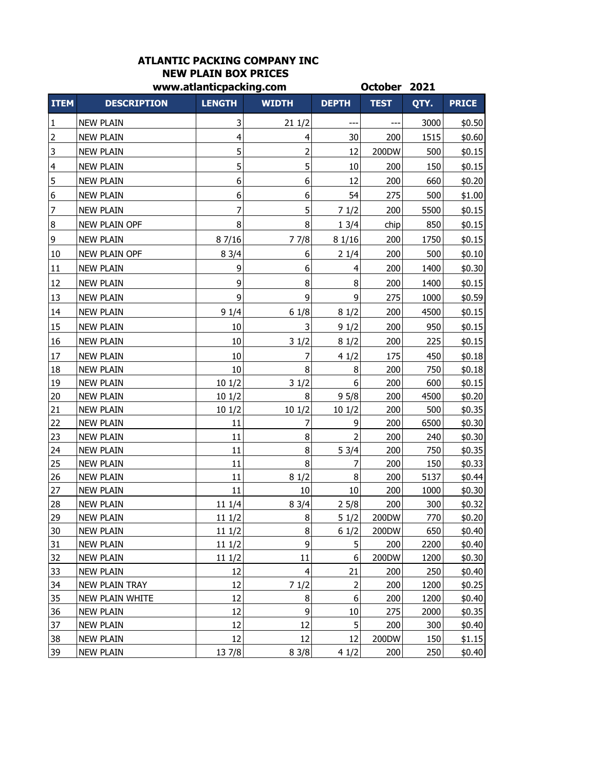# ATLANTIC PACKING COMPANY INC
## NEW PLAIN BOX PRICES

**www.atlanticpacking.com** **October 2021**

| ITEM | DESCRIPTION | LENGTH | WIDTH | DEPTH | TEST | QTY. | PRICE |
|---|---|---|---|---|---|---|---|
| 1 | NEW PLAIN | 3 | 21 1/2 | --- | --- | 3000 | $0.50 |
| 2 | NEW PLAIN | 4 | 4 | 30 | 200 | 1515 | $0.60 |
| 3 | NEW PLAIN | 5 | 2 | 12 | 200DW | 500 | $0.15 |
| 4 | NEW PLAIN | 5 | 5 | 10 | 200 | 150 | $0.15 |
| 5 | NEW PLAIN | 6 | 6 | 12 | 200 | 660 | $0.20 |
| 6 | NEW PLAIN | 6 | 6 | 54 | 275 | 500 | $1.00 |
| 7 | NEW PLAIN | 7 | 5 | 7 1/2 | 200 | 5500 | $0.15 |
| 8 | NEW PLAIN OPF | 8 | 8 | 1 3/4 | chip | 850 | $0.15 |
| 9 | NEW PLAIN | 8 7/16 | 7 7/8 | 8 1/16 | 200 | 1750 | $0.15 |
| 10 | NEW PLAIN OPF | 8 3/4 | 6 | 2 1/4 | 200 | 500 | $0.10 |
| 11 | NEW PLAIN | 9 | 6 | 4 | 200 | 1400 | $0.30 |
| 12 | NEW PLAIN | 9 | 8 | 8 | 200 | 1400 | $0.15 |
| 13 | NEW PLAIN | 9 | 9 | 9 | 275 | 1000 | $0.59 |
| 14 | NEW PLAIN | 9 1/4 | 6 1/8 | 8 1/2 | 200 | 4500 | $0.15 |
| 15 | NEW PLAIN | 10 | 3 | 9 1/2 | 200 | 950 | $0.15 |
| 16 | NEW PLAIN | 10 | 3 1/2 | 8 1/2 | 200 | 225 | $0.15 |
| 17 | NEW PLAIN | 10 | 7 | 4 1/2 | 175 | 450 | $0.18 |
| 18 | NEW PLAIN | 10 | 8 | 8 | 200 | 750 | $0.18 |
| 19 | NEW PLAIN | 10 1/2 | 3 1/2 | 6 | 200 | 600 | $0.15 |
| 20 | NEW PLAIN | 10 1/2 | 8 | 9 5/8 | 200 | 4500 | $0.20 |
| 21 | NEW PLAIN | 10 1/2 | 10 1/2 | 10 1/2 | 200 | 500 | $0.35 |
| 22 | NEW PLAIN | 11 | 7 | 9 | 200 | 6500 | $0.30 |
| 23 | NEW PLAIN | 11 | 8 | 2 | 200 | 240 | $0.30 |
| 24 | NEW PLAIN | 11 | 8 | 5 3/4 | 200 | 750 | $0.35 |
| 25 | NEW PLAIN | 11 | 8 | 7 | 200 | 150 | $0.33 |
| 26 | NEW PLAIN | 11 | 8 1/2 | 8 | 200 | 5137 | $0.44 |
| 27 | NEW PLAIN | 11 | 10 | 10 | 200 | 1000 | $0.30 |
| 28 | NEW PLAIN | 11 1/4 | 8 3/4 | 2 5/8 | 200 | 300 | $0.32 |
| 29 | NEW PLAIN | 11 1/2 | 8 | 5 1/2 | 200DW | 770 | $0.20 |
| 30 | NEW PLAIN | 11 1/2 | 8 | 6 1/2 | 200DW | 650 | $0.40 |
| 31 | NEW PLAIN | 11 1/2 | 9 | 5 | 200 | 2200 | $0.40 |
| 32 | NEW PLAIN | 11 1/2 | 11 | 6 | 200DW | 1200 | $0.30 |
| 33 | NEW PLAIN | 12 | 4 | 21 | 200 | 250 | $0.40 |
| 34 | NEW PLAIN TRAY | 12 | 7 1/2 | 2 | 200 | 1200 | $0.25 |
| 35 | NEW PLAIN WHITE | 12 | 8 | 6 | 200 | 1200 | $0.40 |
| 36 | NEW PLAIN | 12 | 9 | 10 | 275 | 2000 | $0.35 |
| 37 | NEW PLAIN | 12 | 12 | 5 | 200 | 300 | $0.40 |
| 38 | NEW PLAIN | 12 | 12 | 12 | 200DW | 150 | $1.15 |
| 39 | NEW PLAIN | 13 7/8 | 8 3/8 | 4 1/2 | 200 | 250 | $0.40 |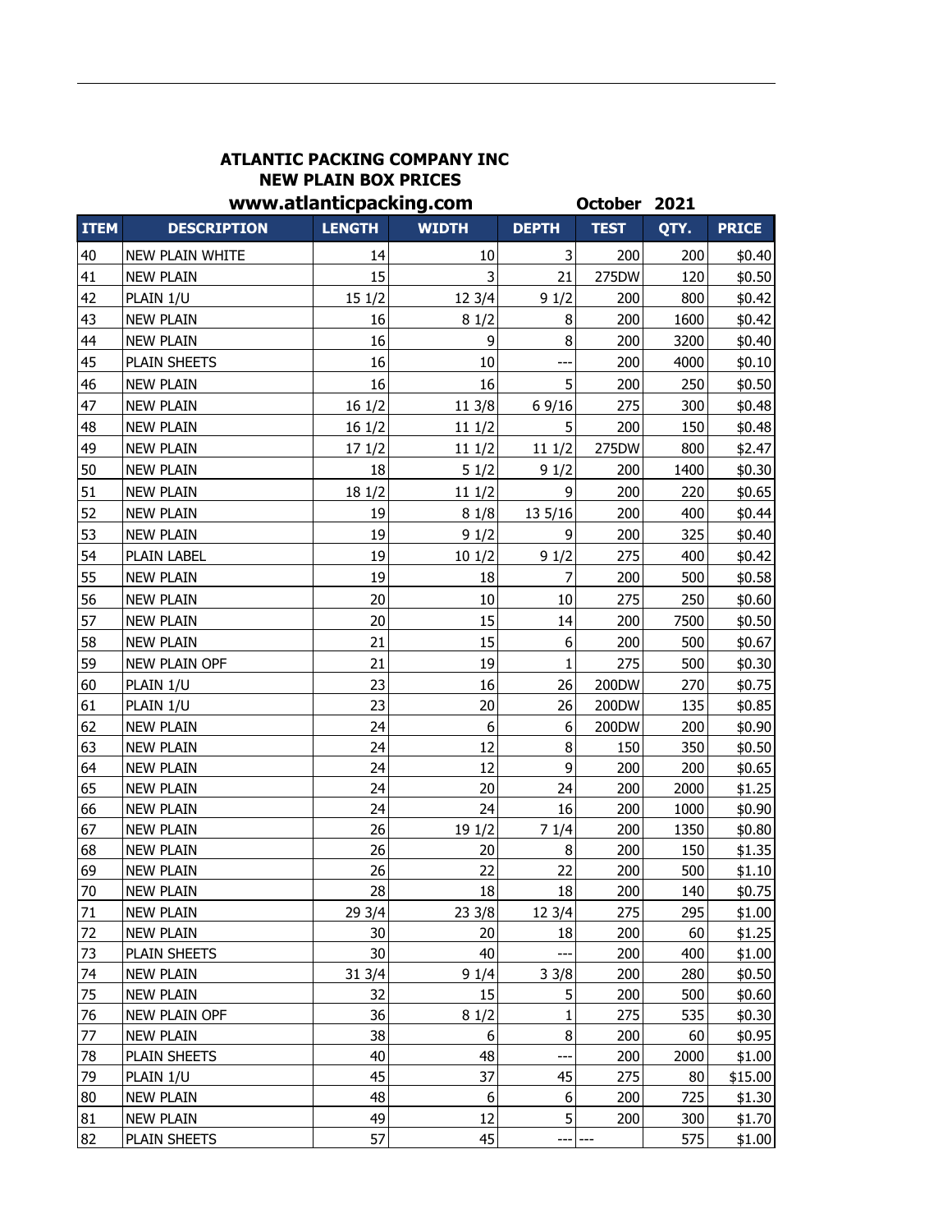**ATLANTIC PACKING COMPANY INC**
**NEW PLAIN BOX PRICES**
**www.atlanticpacking.com** **October 2021**

| ITEM | DESCRIPTION | LENGTH | WIDTH | DEPTH | TEST | QTY. | PRICE |
|---|---|---|---|---|---|---|---|
| 40 | NEW PLAIN WHITE | 14 | 10 | 3 | 200 | 200 | $0.40 |
| 41 | NEW PLAIN | 15 | 3 | 21 | 275DW | 120 | $0.50 |
| 42 | PLAIN 1/U | 15 1/2 | 12 3/4 | 9 1/2 | 200 | 800 | $0.42 |
| 43 | NEW PLAIN | 16 | 8 1/2 | 8 | 200 | 1600 | $0.42 |
| 44 | NEW PLAIN | 16 | 9 | 8 | 200 | 3200 | $0.40 |
| 45 | PLAIN SHEETS | 16 | 10 | --- | 200 | 4000 | $0.10 |
| 46 | NEW PLAIN | 16 | 16 | 5 | 200 | 250 | $0.50 |
| 47 | NEW PLAIN | 16 1/2 | 11 3/8 | 6 9/16 | 275 | 300 | $0.48 |
| 48 | NEW PLAIN | 16 1/2 | 11 1/2 | 5 | 200 | 150 | $0.48 |
| 49 | NEW PLAIN | 17 1/2 | 11 1/2 | 11 1/2 | 275DW | 800 | $2.47 |
| 50 | NEW PLAIN | 18 | 5 1/2 | 9 1/2 | 200 | 1400 | $0.30 |
| 51 | NEW PLAIN | 18 1/2 | 11 1/2 | 9 | 200 | 220 | $0.65 |
| 52 | NEW PLAIN | 19 | 8 1/8 | 13 5/16 | 200 | 400 | $0.44 |
| 53 | NEW PLAIN | 19 | 9 1/2 | 9 | 200 | 325 | $0.40 |
| 54 | PLAIN LABEL | 19 | 10 1/2 | 9 1/2 | 275 | 400 | $0.42 |
| 55 | NEW PLAIN | 19 | 18 | 7 | 200 | 500 | $0.58 |
| 56 | NEW PLAIN | 20 | 10 | 10 | 275 | 250 | $0.60 |
| 57 | NEW PLAIN | 20 | 15 | 14 | 200 | 7500 | $0.50 |
| 58 | NEW PLAIN | 21 | 15 | 6 | 200 | 500 | $0.67 |
| 59 | NEW PLAIN OPF | 21 | 19 | 1 | 275 | 500 | $0.30 |
| 60 | PLAIN 1/U | 23 | 16 | 26 | 200DW | 270 | $0.75 |
| 61 | PLAIN 1/U | 23 | 20 | 26 | 200DW | 135 | $0.85 |
| 62 | NEW PLAIN | 24 | 6 | 6 | 200DW | 200 | $0.90 |
| 63 | NEW PLAIN | 24 | 12 | 8 | 150 | 350 | $0.50 |
| 64 | NEW PLAIN | 24 | 12 | 9 | 200 | 200 | $0.65 |
| 65 | NEW PLAIN | 24 | 20 | 24 | 200 | 2000 | $1.25 |
| 66 | NEW PLAIN | 24 | 24 | 16 | 200 | 1000 | $0.90 |
| 67 | NEW PLAIN | 26 | 19 1/2 | 7 1/4 | 200 | 1350 | $0.80 |
| 68 | NEW PLAIN | 26 | 20 | 8 | 200 | 150 | $1.35 |
| 69 | NEW PLAIN | 26 | 22 | 22 | 200 | 500 | $1.10 |
| 70 | NEW PLAIN | 28 | 18 | 18 | 200 | 140 | $0.75 |
| 71 | NEW PLAIN | 29 3/4 | 23 3/8 | 12 3/4 | 275 | 295 | $1.00 |
| 72 | NEW PLAIN | 30 | 20 | 18 | 200 | 60 | $1.25 |
| 73 | PLAIN SHEETS | 30 | 40 | --- | 200 | 400 | $1.00 |
| 74 | NEW PLAIN | 31 3/4 | 9 1/4 | 3 3/8 | 200 | 280 | $0.50 |
| 75 | NEW PLAIN | 32 | 15 | 5 | 200 | 500 | $0.60 |
| 76 | NEW PLAIN OPF | 36 | 8 1/2 | 1 | 275 | 535 | $0.30 |
| 77 | NEW PLAIN | 38 | 6 | 8 | 200 | 60 | $0.95 |
| 78 | PLAIN SHEETS | 40 | 48 | --- | 200 | 2000 | $1.00 |
| 79 | PLAIN 1/U | 45 | 37 | 45 | 275 | 80 | $15.00 |
| 80 | NEW PLAIN | 48 | 6 | 6 | 200 | 725 | $1.30 |
| 81 | NEW PLAIN | 49 | 12 | 5 | 200 | 300 | $1.70 |
| 82 | PLAIN SHEETS | 57 | 45 | --- | --- | 575 | $1.00 |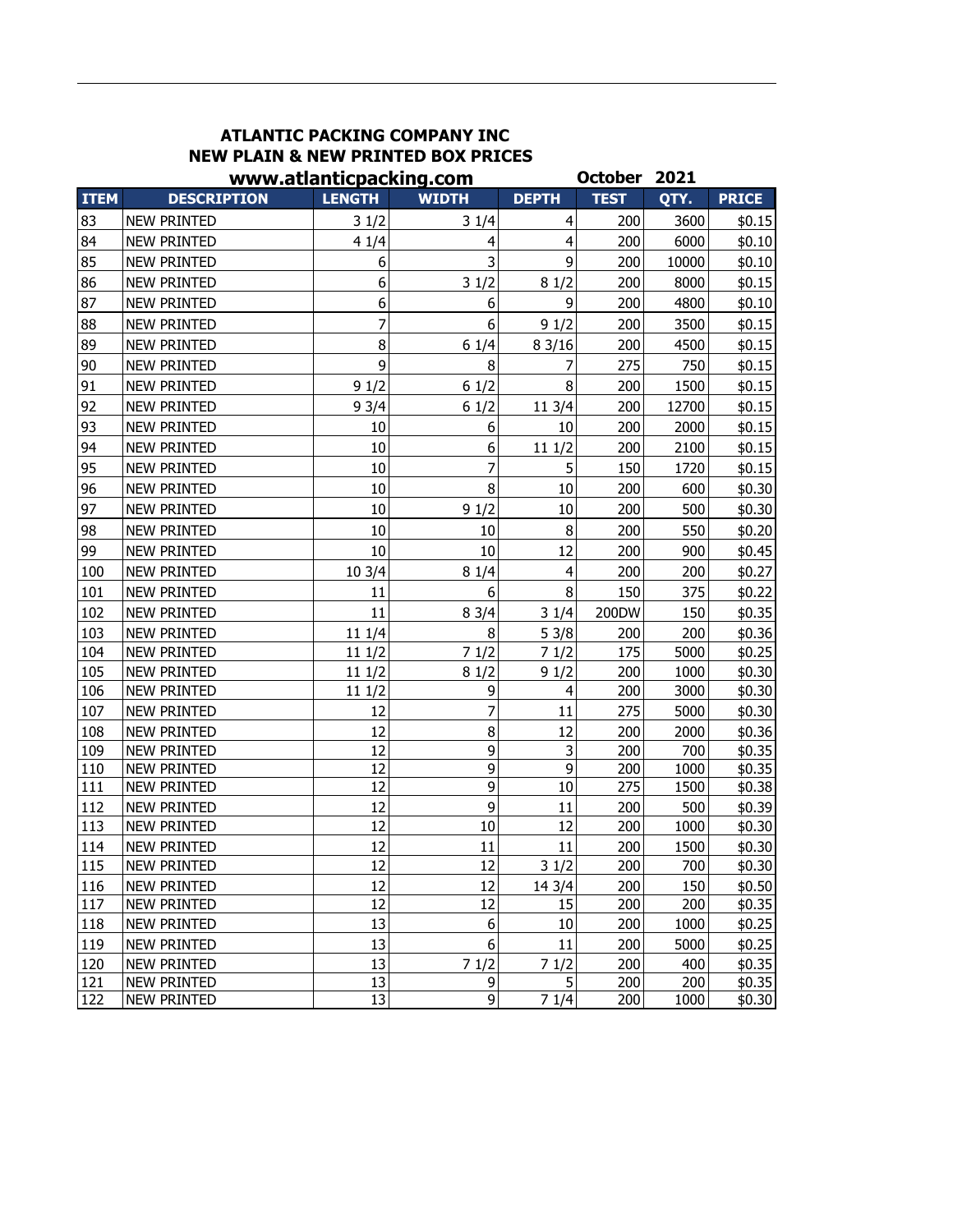**ATLANTIC PACKING COMPANY INC**
**NEW PLAIN & NEW PRINTED BOX PRICES**
**www.atlanticpacking.com** **October 2021**

| ITEM | DESCRIPTION | LENGTH | WIDTH | DEPTH | TEST | QTY. | PRICE |
|---|---|---|---|---|---|---|---|
| 83 | NEW PRINTED | 3 1/2 | 3 1/4 | 4 | 200 | 3600 | $0.15 |
| 84 | NEW PRINTED | 4 1/4 | 4 | 4 | 200 | 6000 | $0.10 |
| 85 | NEW PRINTED | 6 | 3 | 9 | 200 | 10000 | $0.10 |
| 86 | NEW PRINTED | 6 | 3 1/2 | 8 1/2 | 200 | 8000 | $0.15 |
| 87 | NEW PRINTED | 6 | 6 | 9 | 200 | 4800 | $0.10 |
| 88 | NEW PRINTED | 7 | 6 | 9 1/2 | 200 | 3500 | $0.15 |
| 89 | NEW PRINTED | 8 | 6 1/4 | 8 3/16 | 200 | 4500 | $0.15 |
| 90 | NEW PRINTED | 9 | 8 | 7 | 275 | 750 | $0.15 |
| 91 | NEW PRINTED | 9 1/2 | 6 1/2 | 8 | 200 | 1500 | $0.15 |
| 92 | NEW PRINTED | 9 3/4 | 6 1/2 | 11 3/4 | 200 | 12700 | $0.15 |
| 93 | NEW PRINTED | 10 | 6 | 10 | 200 | 2000 | $0.15 |
| 94 | NEW PRINTED | 10 | 6 | 11 1/2 | 200 | 2100 | $0.15 |
| 95 | NEW PRINTED | 10 | 7 | 5 | 150 | 1720 | $0.15 |
| 96 | NEW PRINTED | 10 | 8 | 10 | 200 | 600 | $0.30 |
| 97 | NEW PRINTED | 10 | 9 1/2 | 10 | 200 | 500 | $0.30 |
| 98 | NEW PRINTED | 10 | 10 | 8 | 200 | 550 | $0.20 |
| 99 | NEW PRINTED | 10 | 10 | 12 | 200 | 900 | $0.45 |
| 100 | NEW PRINTED | 10 3/4 | 8 1/4 | 4 | 200 | 200 | $0.27 |
| 101 | NEW PRINTED | 11 | 6 | 8 | 150 | 375 | $0.22 |
| 102 | NEW PRINTED | 11 | 8 3/4 | 3 1/4 | 200DW | 150 | $0.35 |
| 103 | NEW PRINTED | 11 1/4 | 8 | 5 3/8 | 200 | 200 | $0.36 |
| 104 | NEW PRINTED | 11 1/2 | 7 1/2 | 7 1/2 | 175 | 5000 | $0.25 |
| 105 | NEW PRINTED | 11 1/2 | 8 1/2 | 9 1/2 | 200 | 1000 | $0.30 |
| 106 | NEW PRINTED | 11 1/2 | 9 | 4 | 200 | 3000 | $0.30 |
| 107 | NEW PRINTED | 12 | 7 | 11 | 275 | 5000 | $0.30 |
| 108 | NEW PRINTED | 12 | 8 | 12 | 200 | 2000 | $0.36 |
| 109 | NEW PRINTED | 12 | 9 | 3 | 200 | 700 | $0.35 |
| 110 | NEW PRINTED | 12 | 9 | 9 | 200 | 1000 | $0.35 |
| 111 | NEW PRINTED | 12 | 9 | 10 | 275 | 1500 | $0.38 |
| 112 | NEW PRINTED | 12 | 9 | 11 | 200 | 500 | $0.39 |
| 113 | NEW PRINTED | 12 | 10 | 12 | 200 | 1000 | $0.30 |
| 114 | NEW PRINTED | 12 | 11 | 11 | 200 | 1500 | $0.30 |
| 115 | NEW PRINTED | 12 | 12 | 3 1/2 | 200 | 700 | $0.30 |
| 116 | NEW PRINTED | 12 | 12 | 14 3/4 | 200 | 150 | $0.50 |
| 117 | NEW PRINTED | 12 | 12 | 15 | 200 | 200 | $0.35 |
| 118 | NEW PRINTED | 13 | 6 | 10 | 200 | 1000 | $0.25 |
| 119 | NEW PRINTED | 13 | 6 | 11 | 200 | 5000 | $0.25 |
| 120 | NEW PRINTED | 13 | 7 1/2 | 7 1/2 | 200 | 400 | $0.35 |
| 121 | NEW PRINTED | 13 | 9 | 5 | 200 | 200 | $0.35 |
| 122 | NEW PRINTED | 13 | 9 | 7 1/4 | 200 | 1000 | $0.30 |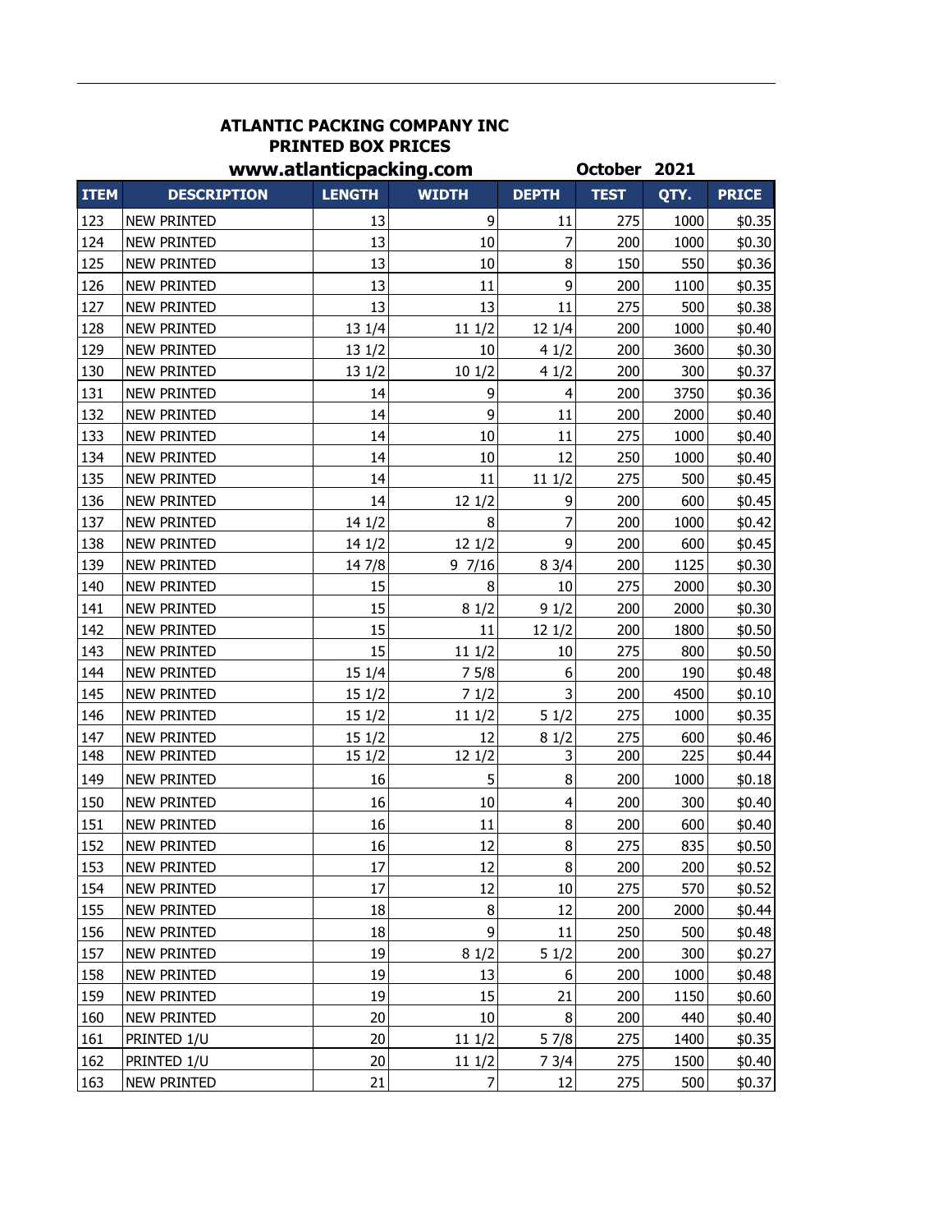**ATLANTIC PACKING COMPANY INC**
**PRINTED BOX PRICES**
**www.atlanticpacking.com** **October 2021**

| ITEM | DESCRIPTION | LENGTH | WIDTH | DEPTH | TEST | QTY. | PRICE |
|---|---|---|---|---|---|---|---|
| 123 | NEW PRINTED | 13 | 9 | 11 | 275 | 1000 | $0.35 |
| 124 | NEW PRINTED | 13 | 10 | 7 | 200 | 1000 | $0.30 |
| 125 | NEW PRINTED | 13 | 10 | 8 | 150 | 550 | $0.36 |
| 126 | NEW PRINTED | 13 | 11 | 9 | 200 | 1100 | $0.35 |
| 127 | NEW PRINTED | 13 | 13 | 11 | 275 | 500 | $0.38 |
| 128 | NEW PRINTED | 13 1/4 | 11 1/2 | 12 1/4 | 200 | 1000 | $0.40 |
| 129 | NEW PRINTED | 13 1/2 | 10 | 4 1/2 | 200 | 3600 | $0.30 |
| 130 | NEW PRINTED | 13 1/2 | 10 1/2 | 4 1/2 | 200 | 300 | $0.37 |
| 131 | NEW PRINTED | 14 | 9 | 4 | 200 | 3750 | $0.36 |
| 132 | NEW PRINTED | 14 | 9 | 11 | 200 | 2000 | $0.40 |
| 133 | NEW PRINTED | 14 | 10 | 11 | 275 | 1000 | $0.40 |
| 134 | NEW PRINTED | 14 | 10 | 12 | 250 | 1000 | $0.40 |
| 135 | NEW PRINTED | 14 | 11 | 11 1/2 | 275 | 500 | $0.45 |
| 136 | NEW PRINTED | 14 | 12 1/2 | 9 | 200 | 600 | $0.45 |
| 137 | NEW PRINTED | 14 1/2 | 8 | 7 | 200 | 1000 | $0.42 |
| 138 | NEW PRINTED | 14 1/2 | 12 1/2 | 9 | 200 | 600 | $0.45 |
| 139 | NEW PRINTED | 14 7/8 | 9 7/16 | 8 3/4 | 200 | 1125 | $0.30 |
| 140 | NEW PRINTED | 15 | 8 | 10 | 275 | 2000 | $0.30 |
| 141 | NEW PRINTED | 15 | 8 1/2 | 9 1/2 | 200 | 2000 | $0.30 |
| 142 | NEW PRINTED | 15 | 11 | 12 1/2 | 200 | 1800 | $0.50 |
| 143 | NEW PRINTED | 15 | 11 1/2 | 10 | 275 | 800 | $0.50 |
| 144 | NEW PRINTED | 15 1/4 | 7 5/8 | 6 | 200 | 190 | $0.48 |
| 145 | NEW PRINTED | 15 1/2 | 7 1/2 | 3 | 200 | 4500 | $0.10 |
| 146 | NEW PRINTED | 15 1/2 | 11 1/2 | 5 1/2 | 275 | 1000 | $0.35 |
| 147 | NEW PRINTED | 15 1/2 | 12 | 8 1/2 | 275 | 600 | $0.46 |
| 148 | NEW PRINTED | 15 1/2 | 12 1/2 | 3 | 200 | 225 | $0.44 |
| 149 | NEW PRINTED | 16 | 5 | 8 | 200 | 1000 | $0.18 |
| 150 | NEW PRINTED | 16 | 10 | 4 | 200 | 300 | $0.40 |
| 151 | NEW PRINTED | 16 | 11 | 8 | 200 | 600 | $0.40 |
| 152 | NEW PRINTED | 16 | 12 | 8 | 275 | 835 | $0.50 |
| 153 | NEW PRINTED | 17 | 12 | 8 | 200 | 200 | $0.52 |
| 154 | NEW PRINTED | 17 | 12 | 10 | 275 | 570 | $0.52 |
| 155 | NEW PRINTED | 18 | 8 | 12 | 200 | 2000 | $0.44 |
| 156 | NEW PRINTED | 18 | 9 | 11 | 250 | 500 | $0.48 |
| 157 | NEW PRINTED | 19 | 8 1/2 | 5 1/2 | 200 | 300 | $0.27 |
| 158 | NEW PRINTED | 19 | 13 | 6 | 200 | 1000 | $0.48 |
| 159 | NEW PRINTED | 19 | 15 | 21 | 200 | 1150 | $0.60 |
| 160 | NEW PRINTED | 20 | 10 | 8 | 200 | 440 | $0.40 |
| 161 | PRINTED 1/U | 20 | 11 1/2 | 5 7/8 | 275 | 1400 | $0.35 |
| 162 | PRINTED 1/U | 20 | 11 1/2 | 7 3/4 | 275 | 1500 | $0.40 |
| 163 | NEW PRINTED | 21 | 7 | 12 | 275 | 500 | $0.37 |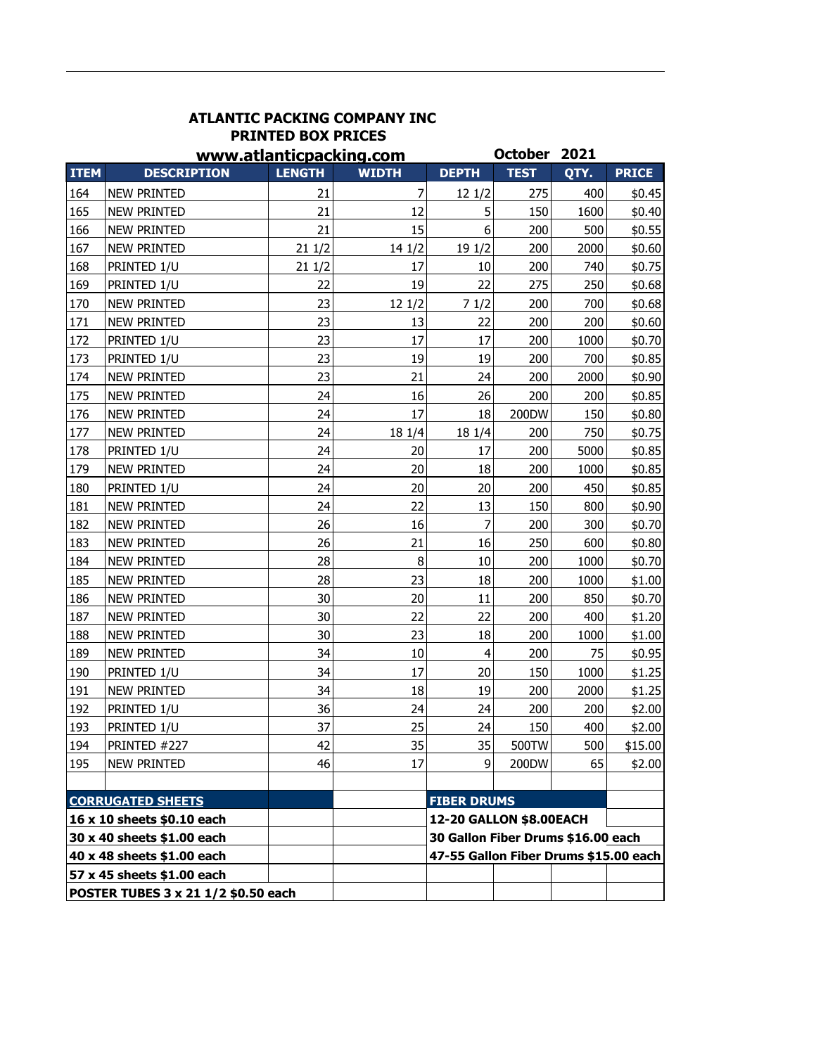## ATLANTIC PACKING COMPANY INC
## PRINTED BOX PRICES
**www.atlanticpacking.com** **October 2021**

| ITEM | DESCRIPTION | LENGTH | WIDTH | DEPTH | TEST | QTY. | PRICE |
|---|---|---|---|---|---|---|---|
| 164 | NEW PRINTED | 21 | 7 | 12 1/2 | 275 | 400 | $0.45 |
| 165 | NEW PRINTED | 21 | 12 | 5 | 150 | 1600 | $0.40 |
| 166 | NEW PRINTED | 21 | 15 | 6 | 200 | 500 | $0.55 |
| 167 | NEW PRINTED | 21 1/2 | 14 1/2 | 19 1/2 | 200 | 2000 | $0.60 |
| 168 | PRINTED 1/U | 21 1/2 | 17 | 10 | 200 | 740 | $0.75 |
| 169 | PRINTED 1/U | 22 | 19 | 22 | 275 | 250 | $0.68 |
| 170 | NEW PRINTED | 23 | 12 1/2 | 7 1/2 | 200 | 700 | $0.68 |
| 171 | NEW PRINTED | 23 | 13 | 22 | 200 | 200 | $0.60 |
| 172 | PRINTED 1/U | 23 | 17 | 17 | 200 | 1000 | $0.70 |
| 173 | PRINTED 1/U | 23 | 19 | 19 | 200 | 700 | $0.85 |
| 174 | NEW PRINTED | 23 | 21 | 24 | 200 | 2000 | $0.90 |
| 175 | NEW PRINTED | 24 | 16 | 26 | 200 | 200 | $0.85 |
| 176 | NEW PRINTED | 24 | 17 | 18 | 200DW | 150 | $0.80 |
| 177 | NEW PRINTED | 24 | 18 1/4 | 18 1/4 | 200 | 750 | $0.75 |
| 178 | PRINTED 1/U | 24 | 20 | 17 | 200 | 5000 | $0.85 |
| 179 | NEW PRINTED | 24 | 20 | 18 | 200 | 1000 | $0.85 |
| 180 | PRINTED 1/U | 24 | 20 | 20 | 200 | 450 | $0.85 |
| 181 | NEW PRINTED | 24 | 22 | 13 | 150 | 800 | $0.90 |
| 182 | NEW PRINTED | 26 | 16 | 7 | 200 | 300 | $0.70 |
| 183 | NEW PRINTED | 26 | 21 | 16 | 250 | 600 | $0.80 |
| 184 | NEW PRINTED | 28 | 8 | 10 | 200 | 1000 | $0.70 |
| 185 | NEW PRINTED | 28 | 23 | 18 | 200 | 1000 | $1.00 |
| 186 | NEW PRINTED | 30 | 20 | 11 | 200 | 850 | $0.70 |
| 187 | NEW PRINTED | 30 | 22 | 22 | 200 | 400 | $1.20 |
| 188 | NEW PRINTED | 30 | 23 | 18 | 200 | 1000 | $1.00 |
| 189 | NEW PRINTED | 34 | 10 | 4 | 200 | 75 | $0.95 |
| 190 | PRINTED 1/U | 34 | 17 | 20 | 150 | 1000 | $1.25 |
| 191 | NEW PRINTED | 34 | 18 | 19 | 200 | 2000 | $1.25 |
| 192 | PRINTED 1/U | 36 | 24 | 24 | 200 | 200 | $2.00 |
| 193 | PRINTED 1/U | 37 | 25 | 24 | 150 | 400 | $2.00 |
| 194 | PRINTED #227 | 42 | 35 | 35 | 500TW | 500 | $15.00 |
| 195 | NEW PRINTED | 46 | 17 | 9 | 200DW | 65 | $2.00 |

| CORRUGATED SHEETS | FIBER DRUMS |
|---|---|
| 16 x 10 sheets $0.10 each | 12-20 GALLON $8.00EACH |
| 30 x 40 sheets $1.00 each | 30 Gallon Fiber Drums $16.00 each |
| 40 x 48 sheets $1.00 each | 47-55 Gallon Fiber Drums $15.00 each |
| 57 x 45 sheets $1.00 each | |
| POSTER TUBES 3 x 21 1/2 $0.50 each | |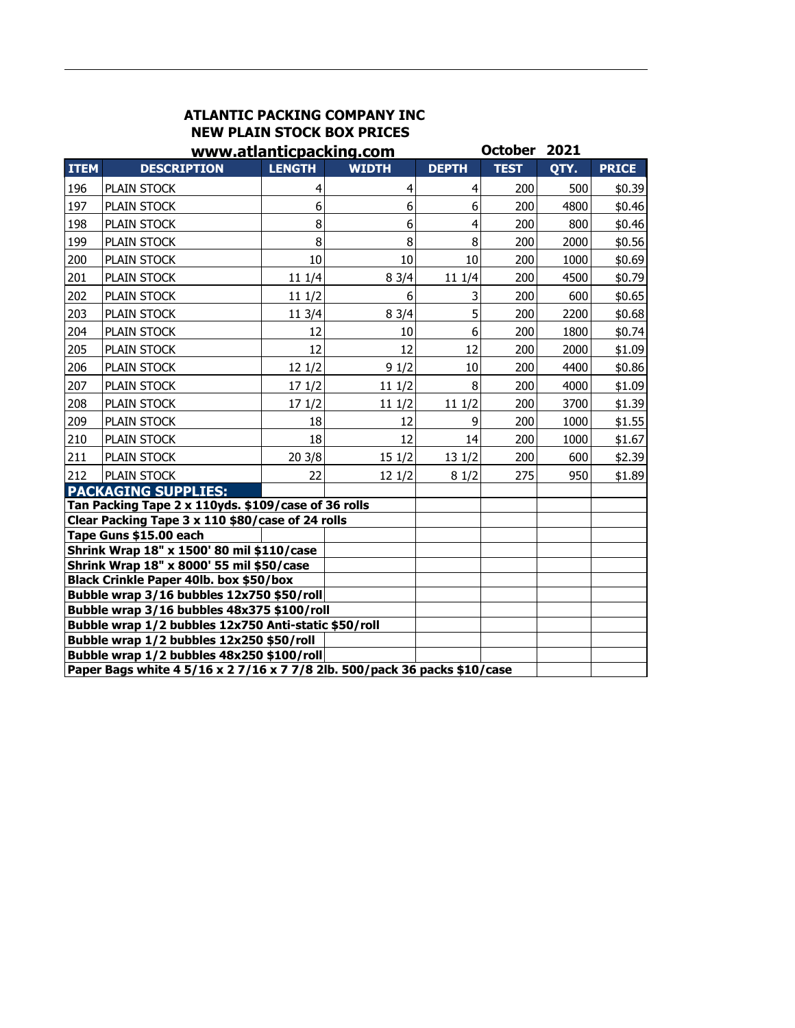# ATLANTIC PACKING COMPANY INC

## NEW PLAIN STOCK BOX PRICES

**www.atlanticpacking.com** **October 2021**

| ITEM | DESCRIPTION | LENGTH | WIDTH | DEPTH | TEST | QTY. | PRICE |
|---|---|---|---|---|---|---|---|
| 196 | PLAIN STOCK | 4 | 4 | 4 | 200 | 500 | $0.39 |
| 197 | PLAIN STOCK | 6 | 6 | 6 | 200 | 4800 | $0.46 |
| 198 | PLAIN STOCK | 8 | 6 | 4 | 200 | 800 | $0.46 |
| 199 | PLAIN STOCK | 8 | 8 | 8 | 200 | 2000 | $0.56 |
| 200 | PLAIN STOCK | 10 | 10 | 10 | 200 | 1000 | $0.69 |
| 201 | PLAIN STOCK | 11 1/4 | 8 3/4 | 11 1/4 | 200 | 4500 | $0.79 |
| 202 | PLAIN STOCK | 11 1/2 | 6 | 3 | 200 | 600 | $0.65 |
| 203 | PLAIN STOCK | 11 3/4 | 8 3/4 | 5 | 200 | 2200 | $0.68 |
| 204 | PLAIN STOCK | 12 | 10 | 6 | 200 | 1800 | $0.74 |
| 205 | PLAIN STOCK | 12 | 12 | 12 | 200 | 2000 | $1.09 |
| 206 | PLAIN STOCK | 12 1/2 | 9 1/2 | 10 | 200 | 4400 | $0.86 |
| 207 | PLAIN STOCK | 17 1/2 | 11 1/2 | 8 | 200 | 4000 | $1.09 |
| 208 | PLAIN STOCK | 17 1/2 | 11 1/2 | 11 1/2 | 200 | 3700 | $1.39 |
| 209 | PLAIN STOCK | 18 | 12 | 9 | 200 | 1000 | $1.55 |
| 210 | PLAIN STOCK | 18 | 12 | 14 | 200 | 1000 | $1.67 |
| 211 | PLAIN STOCK | 20 3/8 | 15 1/2 | 13 1/2 | 200 | 600 | $2.39 |
| 212 | PLAIN STOCK | 22 | 12 1/2 | 8 1/2 | 275 | 950 | $1.89 |

**PACKAGING SUPPLIES:**

**Tan Packing Tape 2 x 110yds. $109/case of 36 rolls**

**Clear Packing Tape 3 x 110 $80/case of 24 rolls**

**Tape Guns $15.00 each**

**Shrink Wrap 18" x 1500' 80 mil $110/case**

**Shrink Wrap 18" x 8000' 55 mil $50/case**

**Black Crinkle Paper 40lb. box $50/box**

**Bubble wrap 3/16 bubbles 12x750 $50/roll**

**Bubble wrap 3/16 bubbles 48x375 $100/roll**

**Bubble wrap 1/2 bubbles 12x750 Anti-static $50/roll**

**Bubble wrap 1/2 bubbles 12x250 $50/roll**

**Bubble wrap 1/2 bubbles 48x250 $100/roll**

**Paper Bags white 4 5/16 x 2 7/16 x 7 7/8 2lb. 500/pack 36 packs $10/case**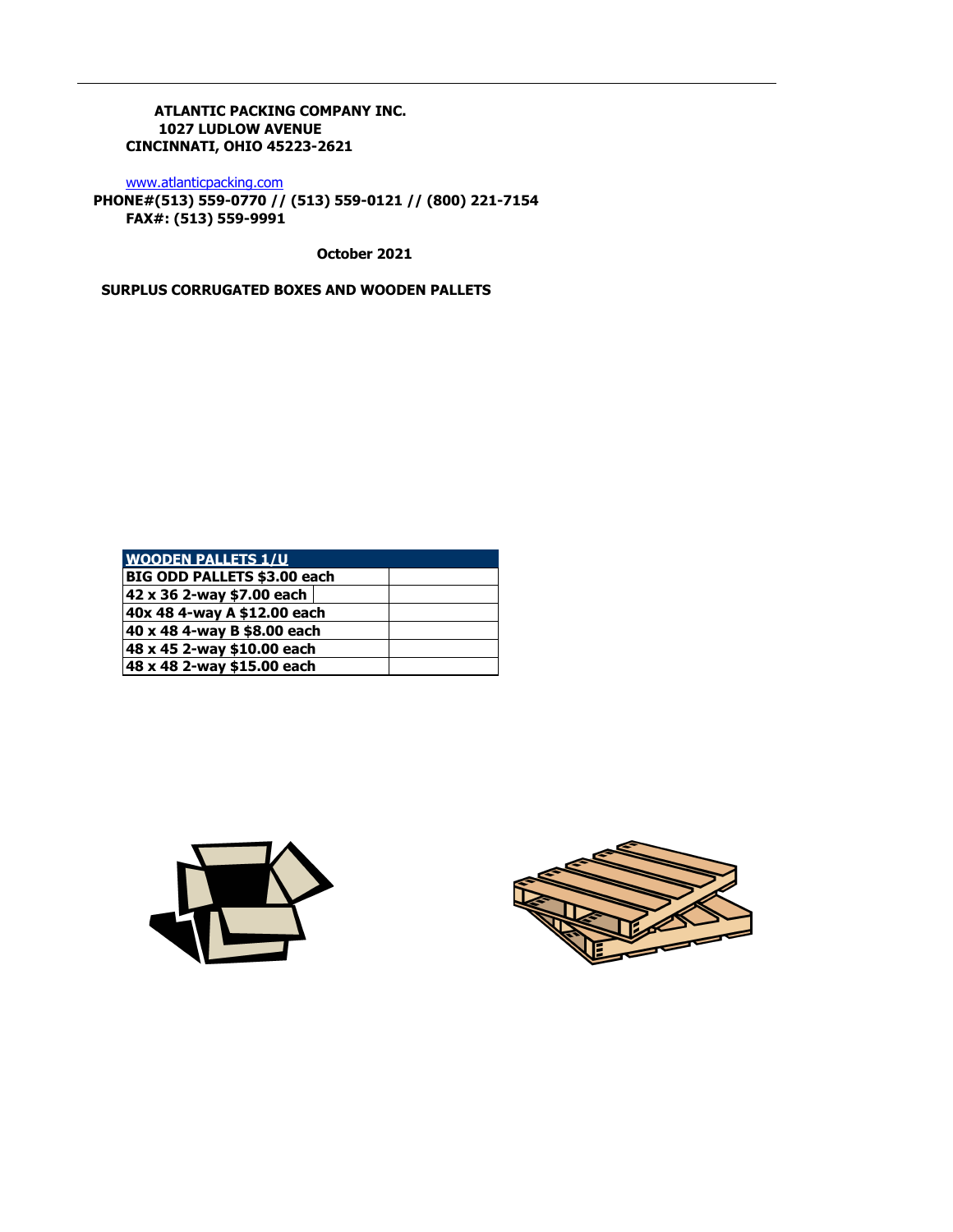**ATLANTIC PACKING COMPANY INC.**
**1027 LUDLOW AVENUE**
**CINCINNATI, OHIO 45223-2621**

www.atlanticpacking.com
**PHONE#(513) 559-0770 // (513) 559-0121 // (800) 221-7154**
**FAX#: (513) 559-9991**

**October 2021**

**SURPLUS CORRUGATED BOXES AND WOODEN PALLETS**

| WOODEN PALLETS 1/U | |
|---|---|
| BIG ODD PALLETS $3.00 each | |
| 42 x 36 2-way $7.00 each | |
| 40x 48 4-way A $12.00 each | |
| 40 x 48 4-way B $8.00 each | |
| 48 x 45 2-way $10.00 each | |
| 48 x 48 2-way $15.00 each | |